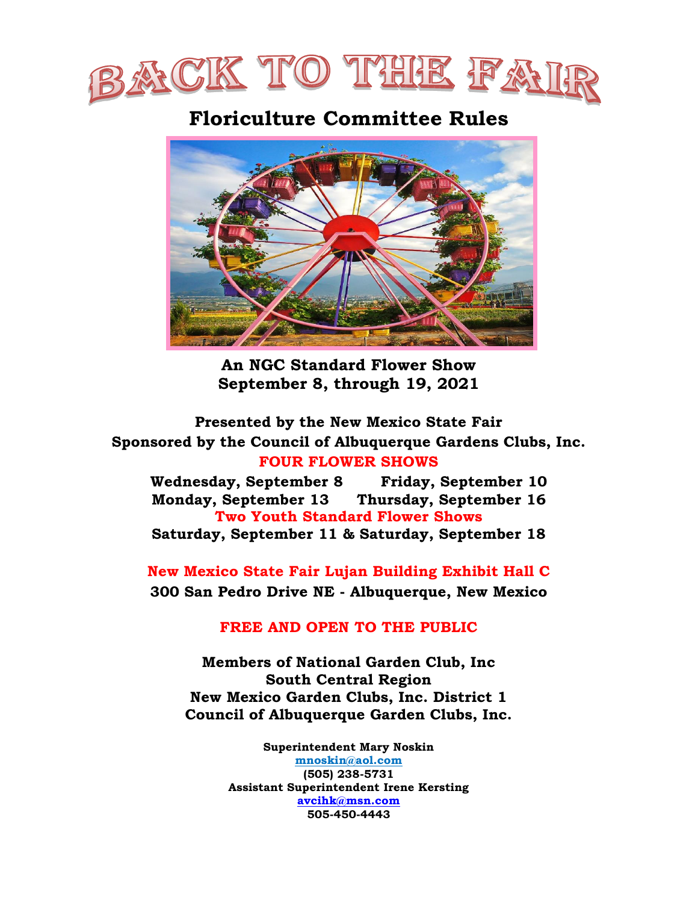# BACK TO THE FAIR

## Floriculture Committee Rules

**An NGC Standard Flower Show**
**September 8, through 19, 2021**

**Presented by the New Mexico State Fair**
**Sponsored by the Council of Albuquerque Gardens Clubs, Inc.**

**FOUR FLOWER SHOWS**

**Wednesday, September 8 Friday, September 10**
**Monday, September 13 Thursday, September 16**

**Two Youth Standard Flower Shows**

**Saturday, September 11 & Saturday, September 18**

**New Mexico State Fair Lujan Building Exhibit Hall C**
**300 San Pedro Drive NE - Albuquerque, New Mexico**

**FREE AND OPEN TO THE PUBLIC**

**Members of National Garden Club, Inc**
**South Central Region**
**New Mexico Garden Clubs, Inc. District 1**
**Council of Albuquerque Garden Clubs, Inc.**

**Superintendent Mary Noskin**
mnoskin@aol.com
**(505) 238-5731**
**Assistant Superintendent Irene Kersting**
avcihk@msn.com
**505-450-4443**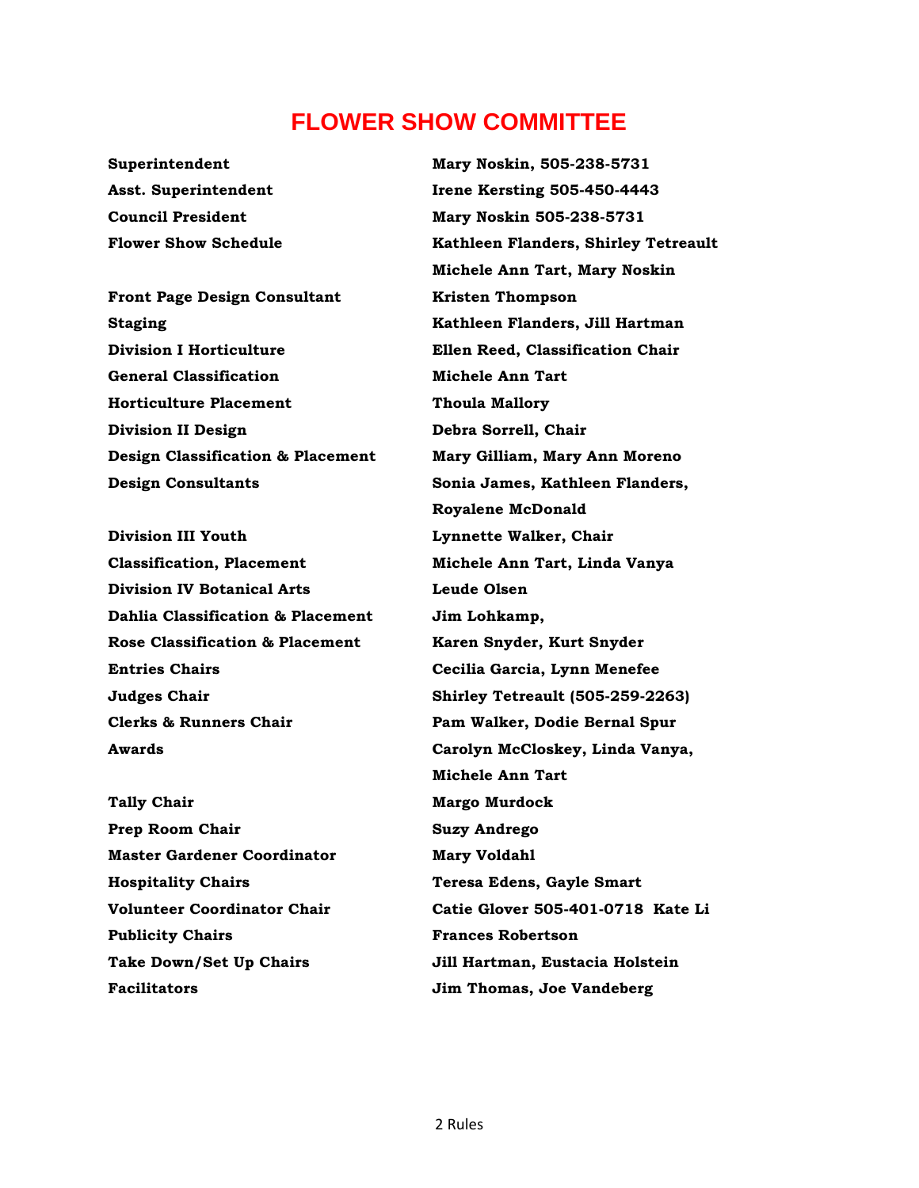# FLOWER SHOW COMMITTEE

| | |
|---|---|
| **Superintendent** | **Mary Noskin, 505-238-5731** |
| **Asst. Superintendent** | **Irene Kersting 505-450-4443** |
| **Council President** | **Mary Noskin 505-238-5731** |
| **Flower Show Schedule** | **Kathleen Flanders, Shirley Tetreault Michele Ann Tart, Mary Noskin** |
| **Front Page Design Consultant** | **Kristen Thompson** |
| **Staging** | **Kathleen Flanders, Jill Hartman** |
| **Division I Horticulture** | **Ellen Reed, Classification Chair** |
| **General Classification** | **Michele Ann Tart** |
| **Horticulture Placement** | **Thoula Mallory** |
| **Division II Design** | **Debra Sorrell, Chair** |
| **Design Classification & Placement** | **Mary Gilliam, Mary Ann Moreno** |
| **Design Consultants** | **Sonia James, Kathleen Flanders, Royalene McDonald** |
| **Division III Youth** | **Lynnette Walker, Chair** |
| **Classification, Placement** | **Michele Ann Tart, Linda Vanya** |
| **Division IV Botanical Arts** | **Leude Olsen** |
| **Dahlia Classification & Placement** | **Jim Lohkamp,** |
| **Rose Classification & Placement** | **Karen Snyder, Kurt Snyder** |
| **Entries Chairs** | **Cecilia Garcia, Lynn Menefee** |
| **Judges Chair** | **Shirley Tetreault (505-259-2263)** |
| **Clerks & Runners Chair** | **Pam Walker, Dodie Bernal Spur** |
| **Awards** | **Carolyn McCloskey, Linda Vanya, Michele Ann Tart** |
| **Tally Chair** | **Margo Murdock** |
| **Prep Room Chair** | **Suzy Andrego** |
| **Master Gardener Coordinator** | **Mary Voldahl** |
| **Hospitality Chairs** | **Teresa Edens, Gayle Smart** |
| **Volunteer Coordinator Chair** | **Catie Glover 505-401-0718 Kate Li** |
| **Publicity Chairs** | **Frances Robertson** |
| **Take Down/Set Up Chairs** | **Jill Hartman, Eustacia Holstein** |
| **Facilitators** | **Jim Thomas, Joe Vandeberg** |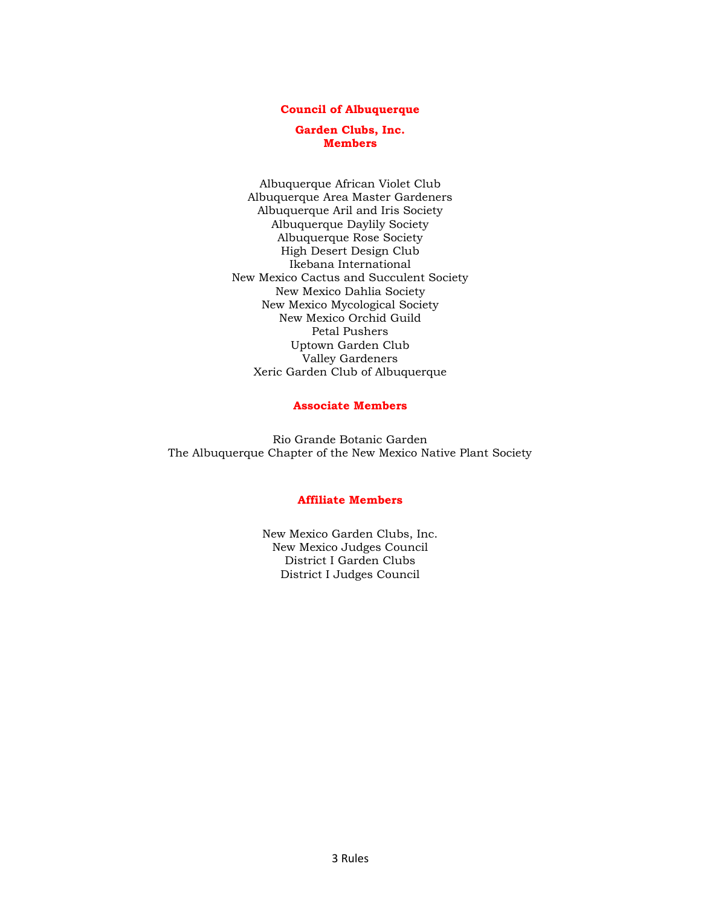## Council of Albuquerque

## Garden Clubs, Inc.
## Members

Albuquerque African Violet Club
Albuquerque Area Master Gardeners
Albuquerque Aril and Iris Society
Albuquerque Daylily Society
Albuquerque Rose Society
High Desert Design Club
Ikebana International
New Mexico Cactus and Succulent Society
New Mexico Dahlia Society
New Mexico Mycological Society
New Mexico Orchid Guild
Petal Pushers
Uptown Garden Club
Valley Gardeners
Xeric Garden Club of Albuquerque

## Associate Members

Rio Grande Botanic Garden
The Albuquerque Chapter of the New Mexico Native Plant Society

## Affiliate Members

New Mexico Garden Clubs, Inc.
New Mexico Judges Council
District I Garden Clubs
District I Judges Council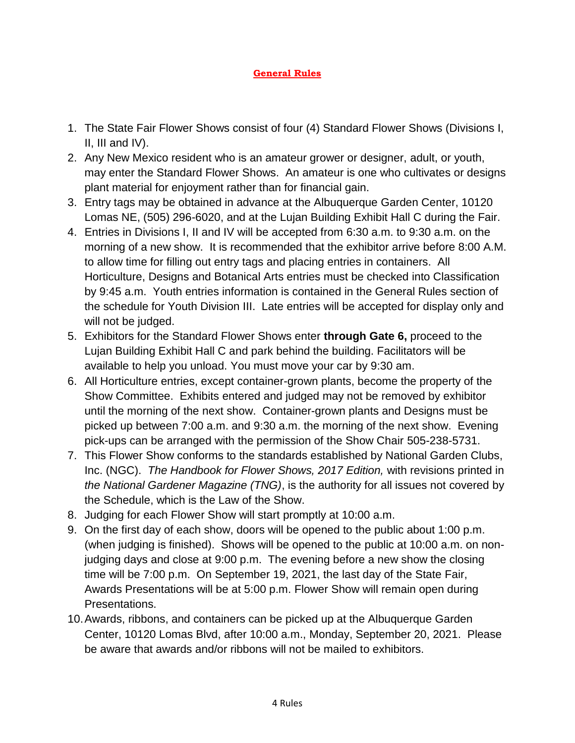## General Rules

1. The State Fair Flower Shows consist of four (4) Standard Flower Shows (Divisions I, II, III and IV).
2. Any New Mexico resident who is an amateur grower or designer, adult, or youth, may enter the Standard Flower Shows. An amateur is one who cultivates or designs plant material for enjoyment rather than for financial gain.
3. Entry tags may be obtained in advance at the Albuquerque Garden Center, 10120 Lomas NE, (505) 296-6020, and at the Lujan Building Exhibit Hall C during the Fair.
4. Entries in Divisions I, II and IV will be accepted from 6:30 a.m. to 9:30 a.m. on the morning of a new show. It is recommended that the exhibitor arrive before 8:00 A.M. to allow time for filling out entry tags and placing entries in containers. All Horticulture, Designs and Botanical Arts entries must be checked into Classification by 9:45 a.m. Youth entries information is contained in the General Rules section of the schedule for Youth Division III. Late entries will be accepted for display only and will not be judged.
5. Exhibitors for the Standard Flower Shows enter **through Gate 6,** proceed to the Lujan Building Exhibit Hall C and park behind the building. Facilitators will be available to help you unload. You must move your car by 9:30 am.
6. All Horticulture entries, except container-grown plants, become the property of the Show Committee. Exhibits entered and judged may not be removed by exhibitor until the morning of the next show. Container-grown plants and Designs must be picked up between 7:00 a.m. and 9:30 a.m. the morning of the next show. Evening pick-ups can be arranged with the permission of the Show Chair 505-238-5731.
7. This Flower Show conforms to the standards established by National Garden Clubs, Inc. (NGC). *The Handbook for Flower Shows, 2017 Edition,* with revisions printed in *the National Gardener Magazine (TNG)*, is the authority for all issues not covered by the Schedule, which is the Law of the Show.
8. Judging for each Flower Show will start promptly at 10:00 a.m.
9. On the first day of each show, doors will be opened to the public about 1:00 p.m. (when judging is finished). Shows will be opened to the public at 10:00 a.m. on non-judging days and close at 9:00 p.m. The evening before a new show the closing time will be 7:00 p.m. On September 19, 2021, the last day of the State Fair, Awards Presentations will be at 5:00 p.m. Flower Show will remain open during Presentations.
10. Awards, ribbons, and containers can be picked up at the Albuquerque Garden Center, 10120 Lomas Blvd, after 10:00 a.m., Monday, September 20, 2021. Please be aware that awards and/or ribbons will not be mailed to exhibitors.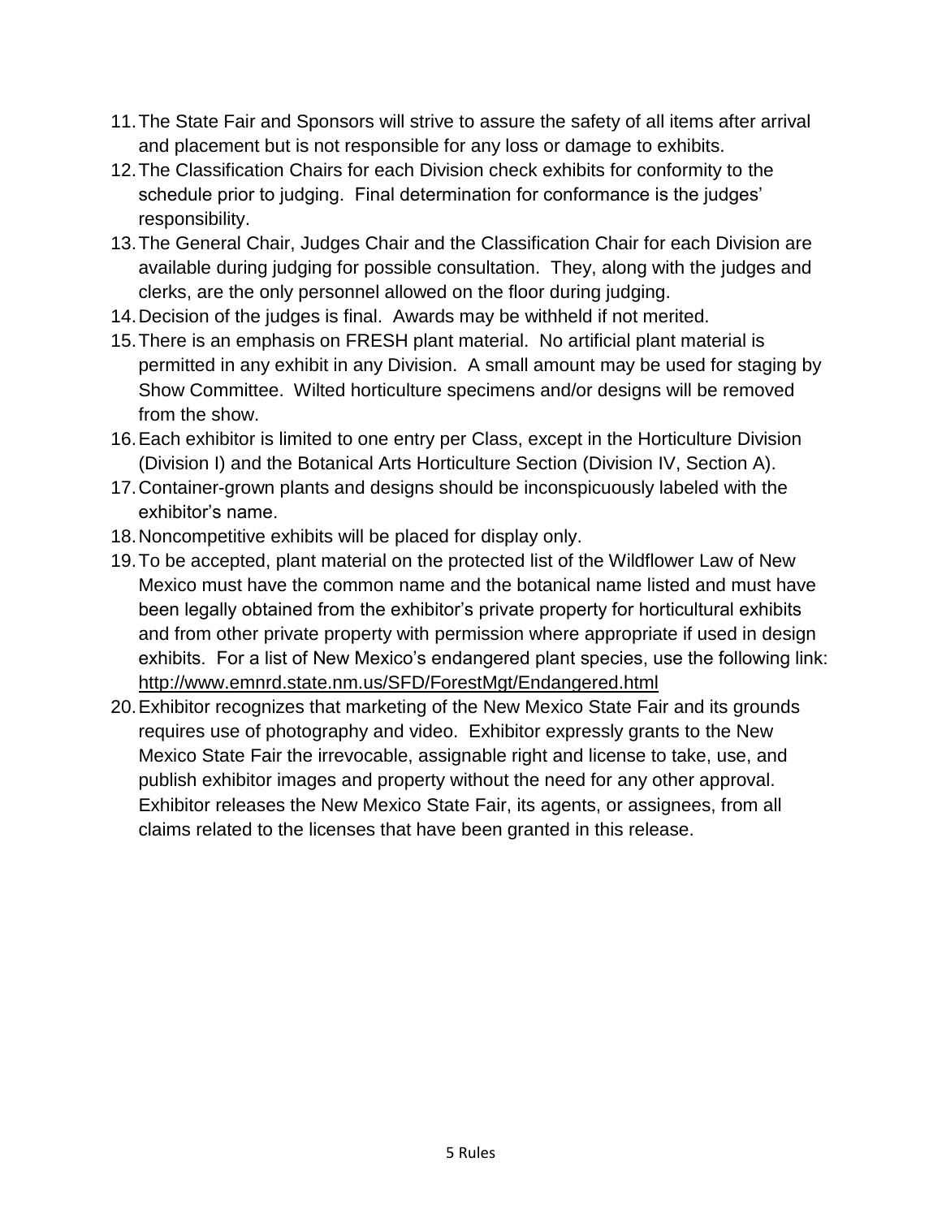11. The State Fair and Sponsors will strive to assure the safety of all items after arrival and placement but is not responsible for any loss or damage to exhibits.
12. The Classification Chairs for each Division check exhibits for conformity to the schedule prior to judging. Final determination for conformance is the judges' responsibility.
13. The General Chair, Judges Chair and the Classification Chair for each Division are available during judging for possible consultation. They, along with the judges and clerks, are the only personnel allowed on the floor during judging.
14. Decision of the judges is final. Awards may be withheld if not merited.
15. There is an emphasis on FRESH plant material. No artificial plant material is permitted in any exhibit in any Division. A small amount may be used for staging by Show Committee. Wilted horticulture specimens and/or designs will be removed from the show.
16. Each exhibitor is limited to one entry per Class, except in the Horticulture Division (Division I) and the Botanical Arts Horticulture Section (Division IV, Section A).
17. Container-grown plants and designs should be inconspicuously labeled with the exhibitor's name.
18. Noncompetitive exhibits will be placed for display only.
19. To be accepted, plant material on the protected list of the Wildflower Law of New Mexico must have the common name and the botanical name listed and must have been legally obtained from the exhibitor's private property for horticultural exhibits and from other private property with permission where appropriate if used in design exhibits. For a list of New Mexico's endangered plant species, use the following link: http://www.emnrd.state.nm.us/SFD/ForestMgt/Endangered.html
20. Exhibitor recognizes that marketing of the New Mexico State Fair and its grounds requires use of photography and video. Exhibitor expressly grants to the New Mexico State Fair the irrevocable, assignable right and license to take, use, and publish exhibitor images and property without the need for any other approval. Exhibitor releases the New Mexico State Fair, its agents, or assignees, from all claims related to the licenses that have been granted in this release.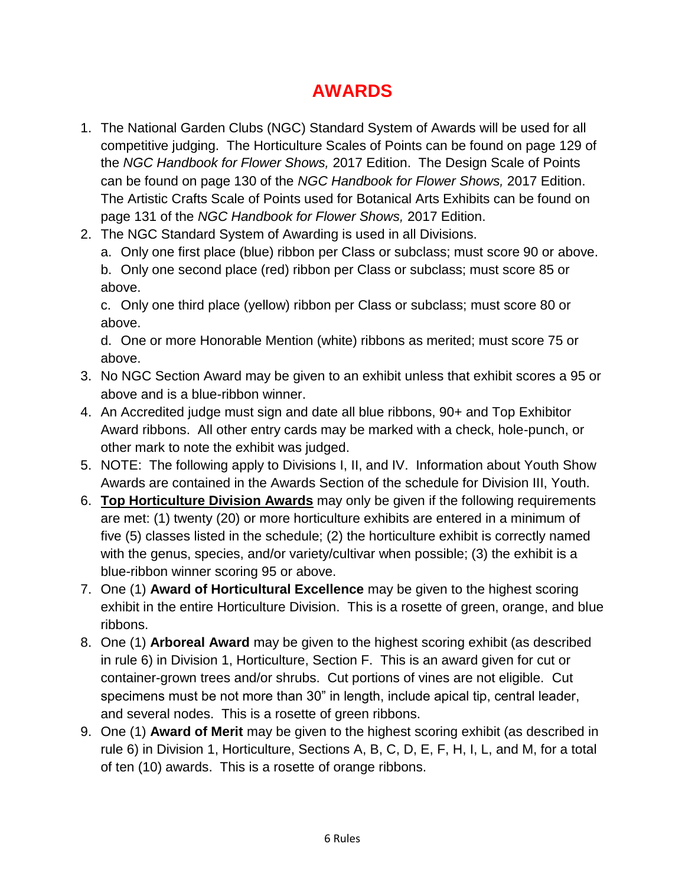# AWARDS

1. The National Garden Clubs (NGC) Standard System of Awards will be used for all competitive judging. The Horticulture Scales of Points can be found on page 129 of the *NGC Handbook for Flower Shows,* 2017 Edition. The Design Scale of Points can be found on page 130 of the *NGC Handbook for Flower Shows,* 2017 Edition. The Artistic Crafts Scale of Points used for Botanical Arts Exhibits can be found on page 131 of the *NGC Handbook for Flower Shows,* 2017 Edition.
2. The NGC Standard System of Awarding is used in all Divisions.
   a. Only one first place (blue) ribbon per Class or subclass; must score 90 or above.
   b. Only one second place (red) ribbon per Class or subclass; must score 85 or above.
   c. Only one third place (yellow) ribbon per Class or subclass; must score 80 or above.
   d. One or more Honorable Mention (white) ribbons as merited; must score 75 or above.
3. No NGC Section Award may be given to an exhibit unless that exhibit scores a 95 or above and is a blue-ribbon winner.
4. An Accredited judge must sign and date all blue ribbons, 90+ and Top Exhibitor Award ribbons. All other entry cards may be marked with a check, hole-punch, or other mark to note the exhibit was judged.
5. NOTE: The following apply to Divisions I, II, and IV. Information about Youth Show Awards are contained in the Awards Section of the schedule for Division III, Youth.
6. **Top Horticulture Division Awards** may only be given if the following requirements are met: (1) twenty (20) or more horticulture exhibits are entered in a minimum of five (5) classes listed in the schedule; (2) the horticulture exhibit is correctly named with the genus, species, and/or variety/cultivar when possible; (3) the exhibit is a blue-ribbon winner scoring 95 or above.
7. One (1) **Award of Horticultural Excellence** may be given to the highest scoring exhibit in the entire Horticulture Division. This is a rosette of green, orange, and blue ribbons.
8. One (1) **Arboreal Award** may be given to the highest scoring exhibit (as described in rule 6) in Division 1, Horticulture, Section F. This is an award given for cut or container-grown trees and/or shrubs. Cut portions of vines are not eligible. Cut specimens must be not more than 30" in length, include apical tip, central leader, and several nodes. This is a rosette of green ribbons.
9. One (1) **Award of Merit** may be given to the highest scoring exhibit (as described in rule 6) in Division 1, Horticulture, Sections A, B, C, D, E, F, H, I, L, and M, for a total of ten (10) awards. This is a rosette of orange ribbons.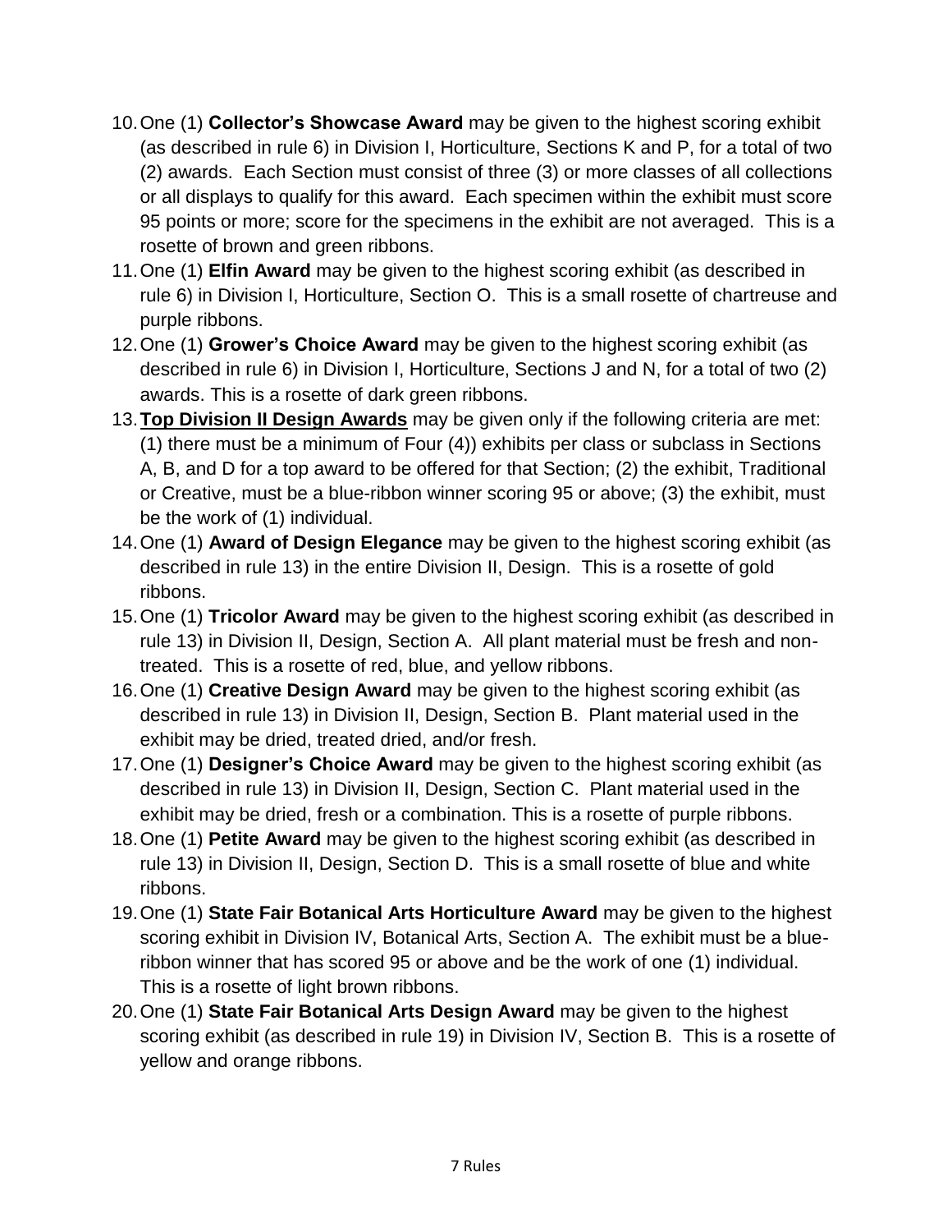10. One (1) **Collector's Showcase Award** may be given to the highest scoring exhibit (as described in rule 6) in Division I, Horticulture, Sections K and P, for a total of two (2) awards. Each Section must consist of three (3) or more classes of all collections or all displays to qualify for this award. Each specimen within the exhibit must score 95 points or more; score for the specimens in the exhibit are not averaged. This is a rosette of brown and green ribbons.
11. One (1) **Elfin Award** may be given to the highest scoring exhibit (as described in rule 6) in Division I, Horticulture, Section O. This is a small rosette of chartreuse and purple ribbons.
12. One (1) **Grower's Choice Award** may be given to the highest scoring exhibit (as described in rule 6) in Division I, Horticulture, Sections J and N, for a total of two (2) awards. This is a rosette of dark green ribbons.
13. **<u>Top Division II Design Awards</u>** may be given only if the following criteria are met: (1) there must be a minimum of Four (4)) exhibits per class or subclass in Sections A, B, and D for a top award to be offered for that Section; (2) the exhibit, Traditional or Creative, must be a blue-ribbon winner scoring 95 or above; (3) the exhibit, must be the work of (1) individual.
14. One (1) **Award of Design Elegance** may be given to the highest scoring exhibit (as described in rule 13) in the entire Division II, Design. This is a rosette of gold ribbons.
15. One (1) **Tricolor Award** may be given to the highest scoring exhibit (as described in rule 13) in Division II, Design, Section A. All plant material must be fresh and non-treated. This is a rosette of red, blue, and yellow ribbons.
16. One (1) **Creative Design Award** may be given to the highest scoring exhibit (as described in rule 13) in Division II, Design, Section B. Plant material used in the exhibit may be dried, treated dried, and/or fresh.
17. One (1) **Designer's Choice Award** may be given to the highest scoring exhibit (as described in rule 13) in Division II, Design, Section C. Plant material used in the exhibit may be dried, fresh or a combination. This is a rosette of purple ribbons.
18. One (1) **Petite Award** may be given to the highest scoring exhibit (as described in rule 13) in Division II, Design, Section D. This is a small rosette of blue and white ribbons.
19. One (1) **State Fair Botanical Arts Horticulture Award** may be given to the highest scoring exhibit in Division IV, Botanical Arts, Section A. The exhibit must be a blue-ribbon winner that has scored 95 or above and be the work of one (1) individual. This is a rosette of light brown ribbons.
20. One (1) **State Fair Botanical Arts Design Award** may be given to the highest scoring exhibit (as described in rule 19) in Division IV, Section B. This is a rosette of yellow and orange ribbons.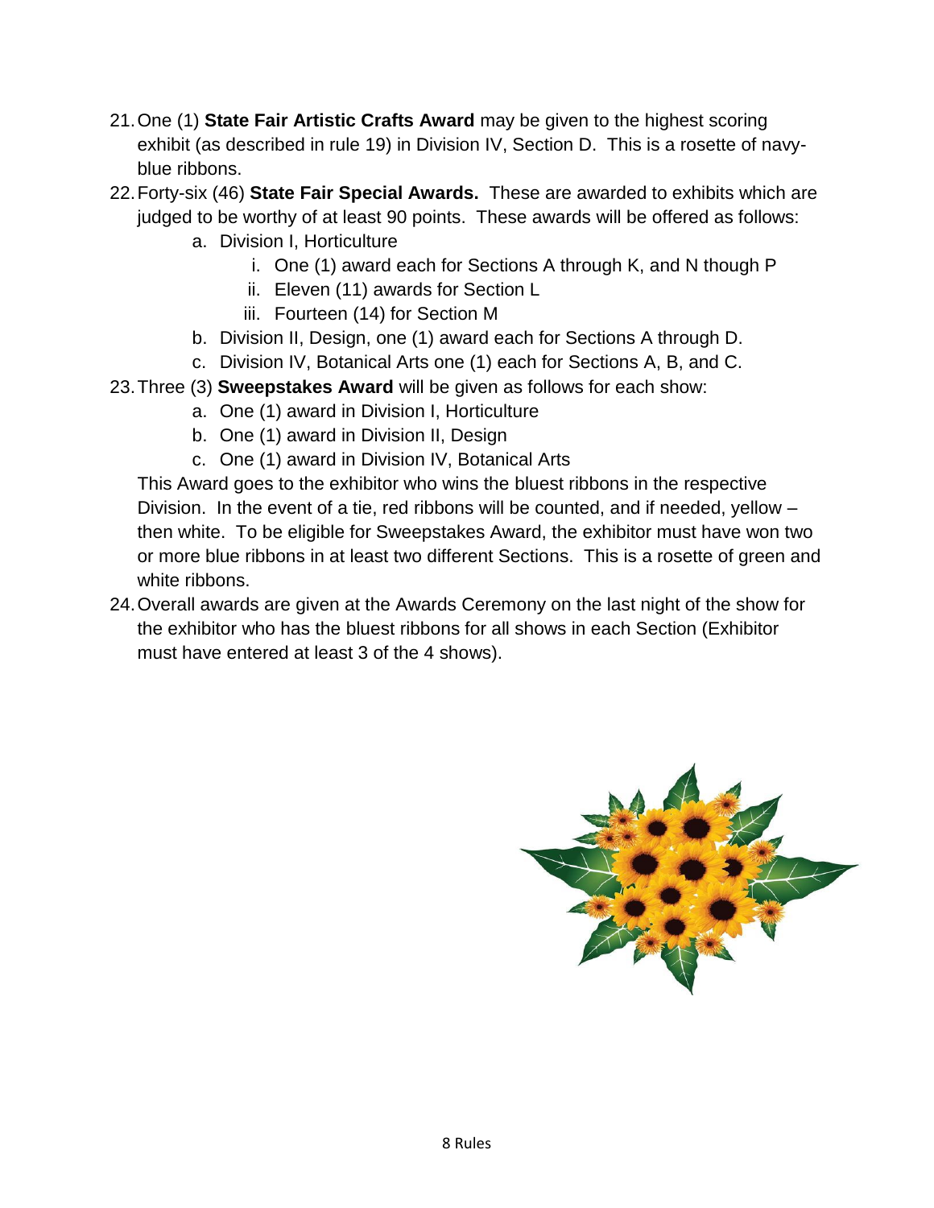21. One (1) **State Fair Artistic Crafts Award** may be given to the highest scoring exhibit (as described in rule 19) in Division IV, Section D. This is a rosette of navy-blue ribbons.
22. Forty-six (46) **State Fair Special Awards.** These are awarded to exhibits which are judged to be worthy of at least 90 points. These awards will be offered as follows:
    a. Division I, Horticulture
        i. One (1) award each for Sections A through K, and N though P
        ii. Eleven (11) awards for Section L
        iii. Fourteen (14) for Section M
    b. Division II, Design, one (1) award each for Sections A through D.
    c. Division IV, Botanical Arts one (1) each for Sections A, B, and C.
23. Three (3) **Sweepstakes Award** will be given as follows for each show:
    a. One (1) award in Division I, Horticulture
    b. One (1) award in Division II, Design
    c. One (1) award in Division IV, Botanical Arts

    This Award goes to the exhibitor who wins the bluest ribbons in the respective Division. In the event of a tie, red ribbons will be counted, and if needed, yellow – then white. To be eligible for Sweepstakes Award, the exhibitor must have won two or more blue ribbons in at least two different Sections. This is a rosette of green and white ribbons.
24. Overall awards are given at the Awards Ceremony on the last night of the show for the exhibitor who has the bluest ribbons for all shows in each Section (Exhibitor must have entered at least 3 of the 4 shows).